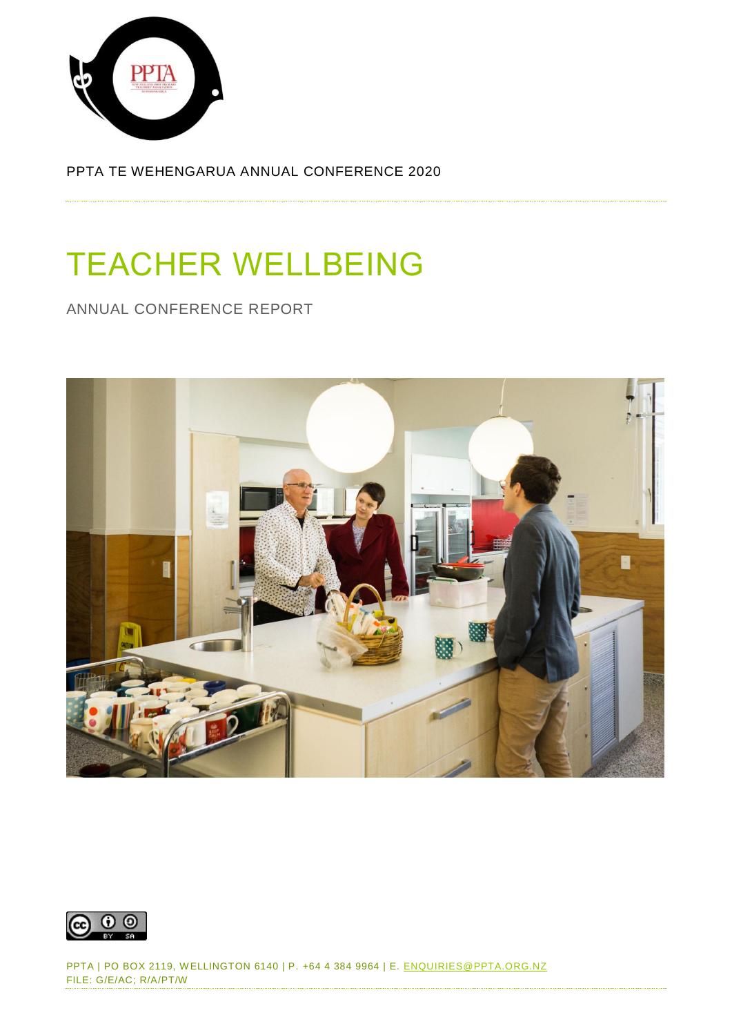PPTA TE WEHENGARUA ANNUAL CONFERENCE 2020

# TEACHER WELLBEING

ANNUAL CONFERENCE REPORT

PPTA | PO BOX 2119, WELLINGTON 6140 | P. +64 4 384 9964 | E. ENQUIRIES@PPTA.ORG.NZ
FILE: G/E/AC; R/A/PT/W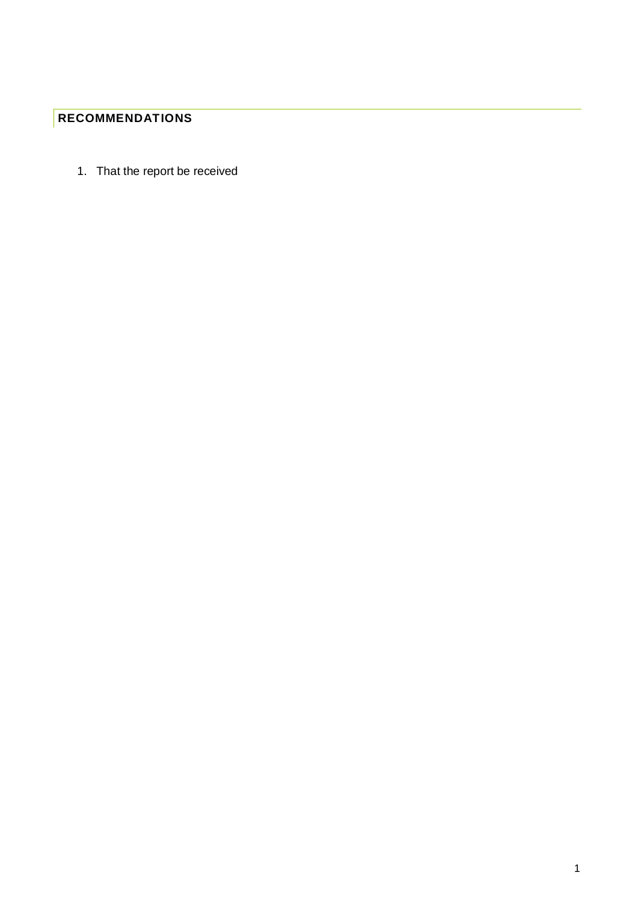## RECOMMENDATIONS

1. That the report be received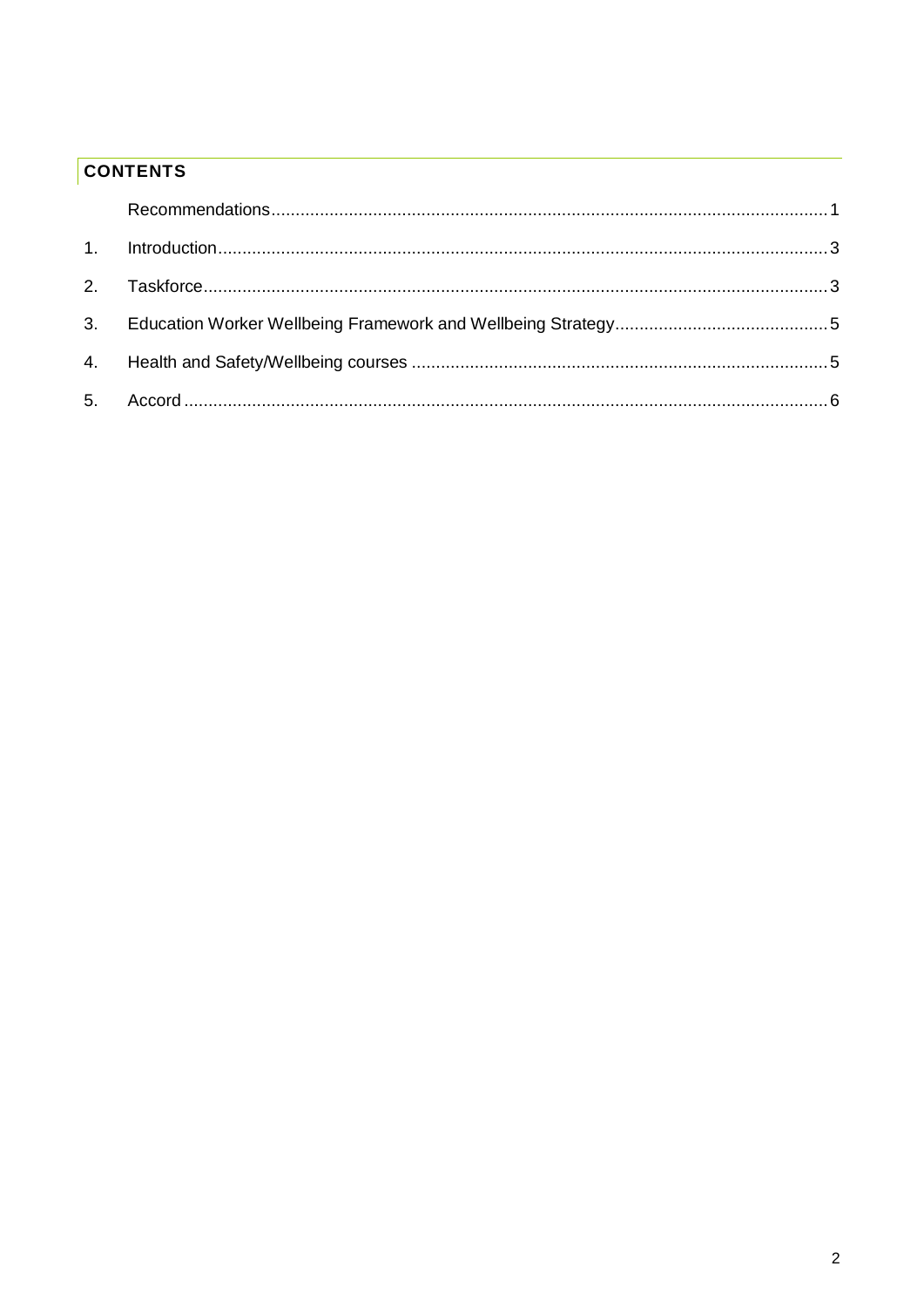## CONTENTS

| | | |
|---|---|---|
| | Recommendations | 1 |
| 1. | Introduction | 3 |
| 2. | Taskforce | 3 |
| 3. | Education Worker Wellbeing Framework and Wellbeing Strategy | 5 |
| 4. | Health and Safety/Wellbeing courses | 5 |
| 5. | Accord | 6 |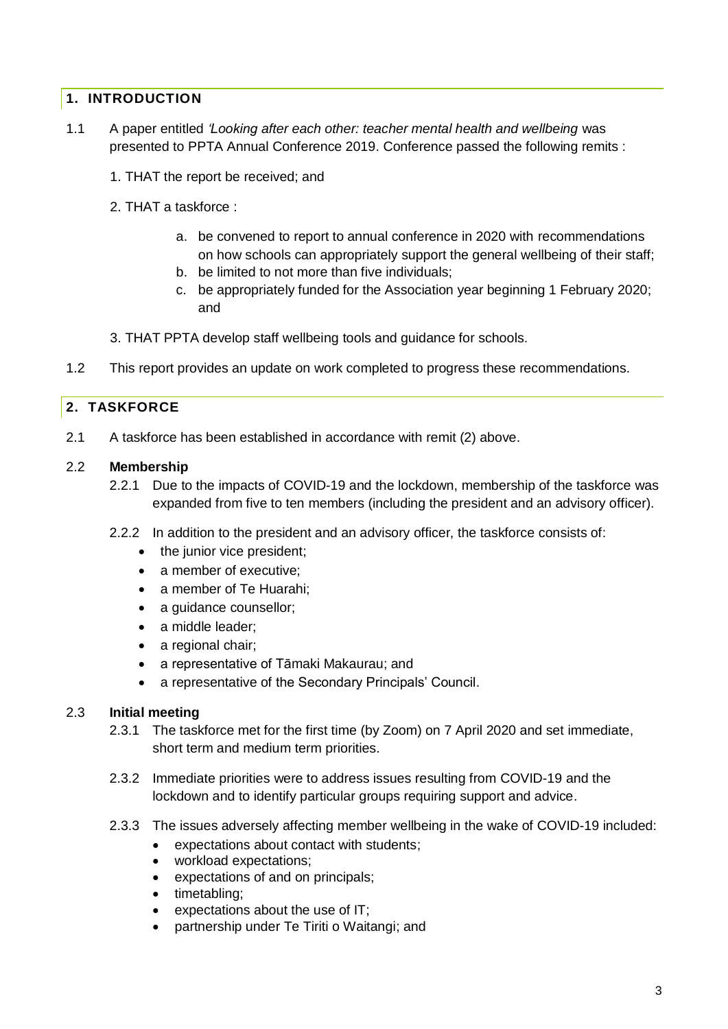## 1. INTRODUCTION

1.1 A paper entitled *'Looking after each other: teacher mental health and wellbeing* was presented to PPTA Annual Conference 2019. Conference passed the following remits :

1. THAT the report be received; and

2. THAT a taskforce :

   a. be convened to report to annual conference in 2020 with recommendations on how schools can appropriately support the general wellbeing of their staff;
   b. be limited to not more than five individuals;
   c. be appropriately funded for the Association year beginning 1 February 2020; and

3. THAT PPTA develop staff wellbeing tools and guidance for schools.

1.2 This report provides an update on work completed to progress these recommendations.

## 2. TASKFORCE

2.1 A taskforce has been established in accordance with remit (2) above.

2.2 **Membership**

2.2.1 Due to the impacts of COVID-19 and the lockdown, membership of the taskforce was expanded from five to ten members (including the president and an advisory officer).

2.2.2 In addition to the president and an advisory officer, the taskforce consists of:

- the junior vice president;
- a member of executive;
- a member of Te Huarahi;
- a guidance counsellor;
- a middle leader;
- a regional chair;
- a representative of Tāmaki Makaurau; and
- a representative of the Secondary Principals' Council.

2.3 **Initial meeting**

2.3.1 The taskforce met for the first time (by Zoom) on 7 April 2020 and set immediate, short term and medium term priorities.

2.3.2 Immediate priorities were to address issues resulting from COVID-19 and the lockdown and to identify particular groups requiring support and advice.

2.3.3 The issues adversely affecting member wellbeing in the wake of COVID-19 included:

- expectations about contact with students;
- workload expectations;
- expectations of and on principals;
- timetabling;
- expectations about the use of IT;
- partnership under Te Tiriti o Waitangi; and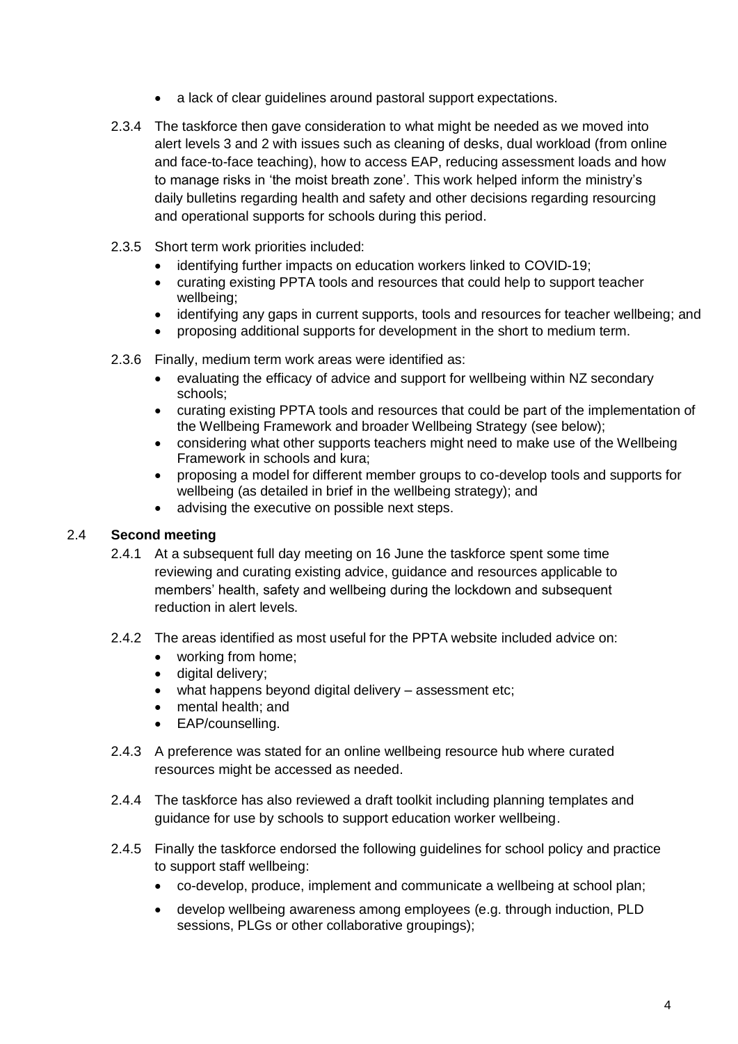- a lack of clear guidelines around pastoral support expectations.

2.3.4 The taskforce then gave consideration to what might be needed as we moved into alert levels 3 and 2 with issues such as cleaning of desks, dual workload (from online and face-to-face teaching), how to access EAP, reducing assessment loads and how to manage risks in 'the moist breath zone'. This work helped inform the ministry's daily bulletins regarding health and safety and other decisions regarding resourcing and operational supports for schools during this period.

2.3.5 Short term work priorities included:

- identifying further impacts on education workers linked to COVID-19;
- curating existing PPTA tools and resources that could help to support teacher wellbeing;
- identifying any gaps in current supports, tools and resources for teacher wellbeing; and
- proposing additional supports for development in the short to medium term.

2.3.6 Finally, medium term work areas were identified as:

- evaluating the efficacy of advice and support for wellbeing within NZ secondary schools;
- curating existing PPTA tools and resources that could be part of the implementation of the Wellbeing Framework and broader Wellbeing Strategy (see below);
- considering what other supports teachers might need to make use of the Wellbeing Framework in schools and kura;
- proposing a model for different member groups to co-develop tools and supports for wellbeing (as detailed in brief in the wellbeing strategy); and
- advising the executive on possible next steps.

### 2.4 **Second meeting**

2.4.1 At a subsequent full day meeting on 16 June the taskforce spent some time reviewing and curating existing advice, guidance and resources applicable to members' health, safety and wellbeing during the lockdown and subsequent reduction in alert levels.

2.4.2 The areas identified as most useful for the PPTA website included advice on:

- working from home;
- digital delivery;
- what happens beyond digital delivery – assessment etc;
- mental health; and
- EAP/counselling.

2.4.3 A preference was stated for an online wellbeing resource hub where curated resources might be accessed as needed.

2.4.4 The taskforce has also reviewed a draft toolkit including planning templates and guidance for use by schools to support education worker wellbeing.

2.4.5 Finally the taskforce endorsed the following guidelines for school policy and practice to support staff wellbeing:

- co-develop, produce, implement and communicate a wellbeing at school plan;
- develop wellbeing awareness among employees (e.g. through induction, PLD sessions, PLGs or other collaborative groupings);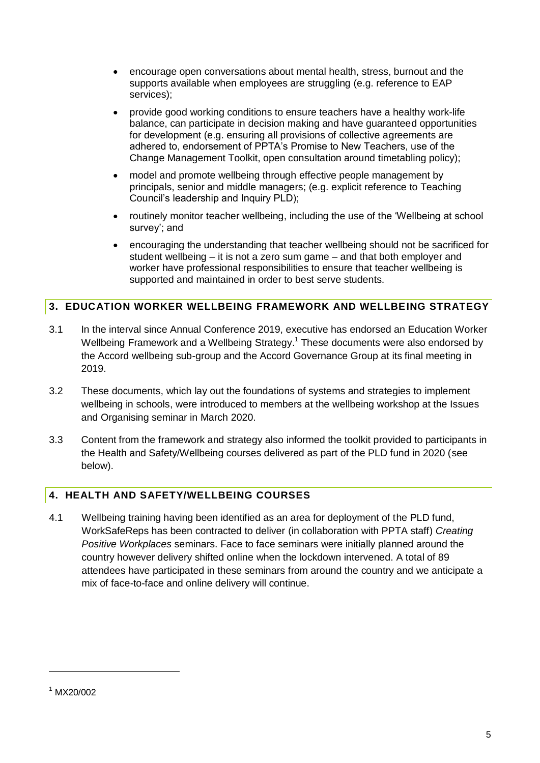- encourage open conversations about mental health, stress, burnout and the supports available when employees are struggling (e.g. reference to EAP services);
- provide good working conditions to ensure teachers have a healthy work-life balance, can participate in decision making and have guaranteed opportunities for development (e.g. ensuring all provisions of collective agreements are adhered to, endorsement of PPTA's Promise to New Teachers, use of the Change Management Toolkit, open consultation around timetabling policy);
- model and promote wellbeing through effective people management by principals, senior and middle managers; (e.g. explicit reference to Teaching Council's leadership and Inquiry PLD);
- routinely monitor teacher wellbeing, including the use of the 'Wellbeing at school survey'; and
- encouraging the understanding that teacher wellbeing should not be sacrificed for student wellbeing – it is not a zero sum game – and that both employer and worker have professional responsibilities to ensure that teacher wellbeing is supported and maintained in order to best serve students.

## 3. EDUCATION WORKER WELLBEING FRAMEWORK AND WELLBEING STRATEGY

3.1 In the interval since Annual Conference 2019, executive has endorsed an Education Worker Wellbeing Framework and a Wellbeing Strategy.[1] These documents were also endorsed by the Accord wellbeing sub-group and the Accord Governance Group at its final meeting in 2019.

3.2 These documents, which lay out the foundations of systems and strategies to implement wellbeing in schools, were introduced to members at the wellbeing workshop at the Issues and Organising seminar in March 2020.

3.3 Content from the framework and strategy also informed the toolkit provided to participants in the Health and Safety/Wellbeing courses delivered as part of the PLD fund in 2020 (see below).

## 4. HEALTH AND SAFETY/WELLBEING COURSES

4.1 Wellbeing training having been identified as an area for deployment of the PLD fund, WorkSafeReps has been contracted to deliver (in collaboration with PPTA staff) *Creating Positive Workplaces* seminars. Face to face seminars were initially planned around the country however delivery shifted online when the lockdown intervened. A total of 89 attendees have participated in these seminars from around the country and we anticipate a mix of face-to-face and online delivery will continue.

---

[1] MX20/002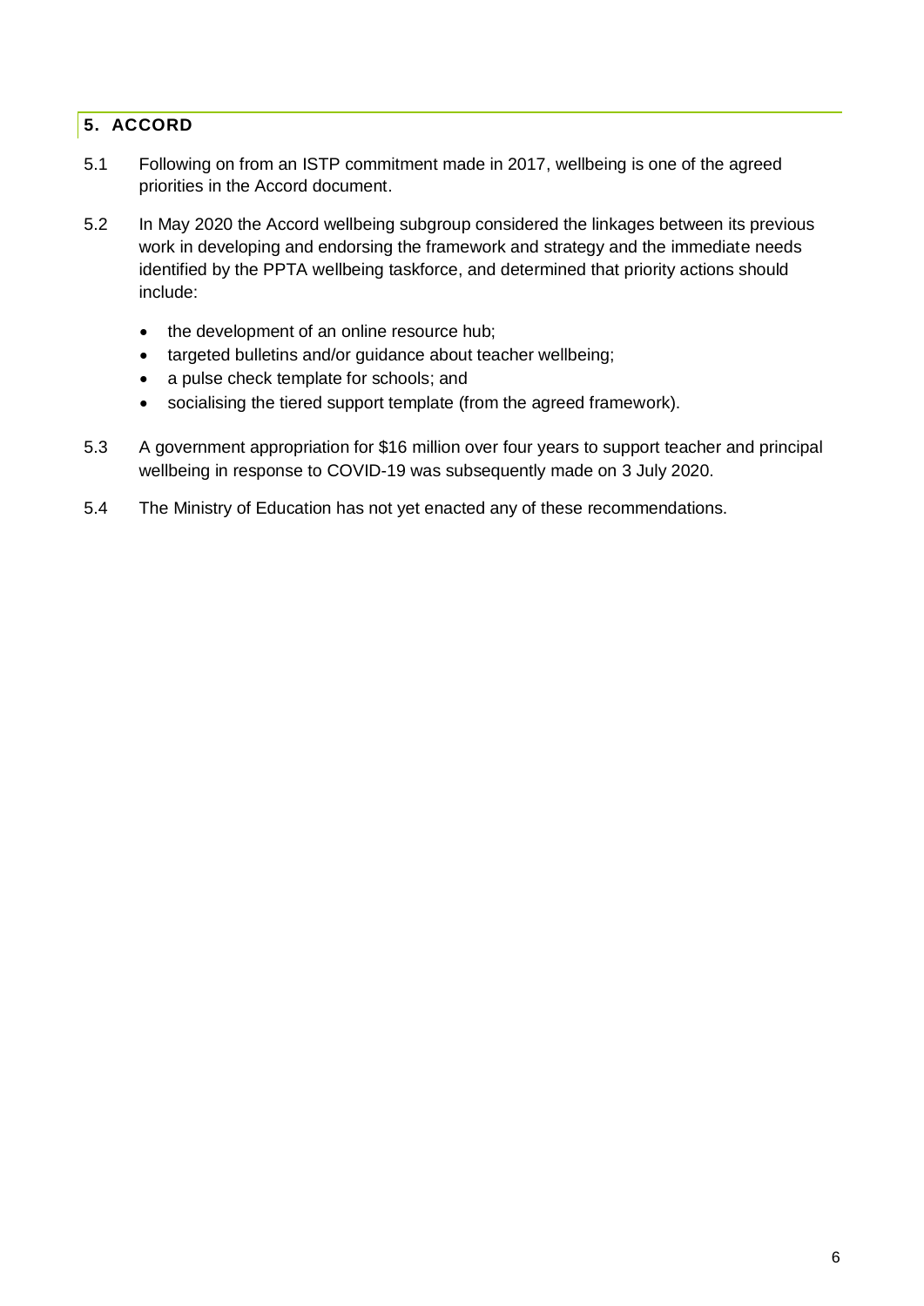## 5. ACCORD

5.1 Following on from an ISTP commitment made in 2017, wellbeing is one of the agreed priorities in the Accord document.

5.2 In May 2020 the Accord wellbeing subgroup considered the linkages between its previous work in developing and endorsing the framework and strategy and the immediate needs identified by the PPTA wellbeing taskforce, and determined that priority actions should include:

- the development of an online resource hub;
- targeted bulletins and/or guidance about teacher wellbeing;
- a pulse check template for schools; and
- socialising the tiered support template (from the agreed framework).

5.3 A government appropriation for $16 million over four years to support teacher and principal wellbeing in response to COVID-19 was subsequently made on 3 July 2020.

5.4 The Ministry of Education has not yet enacted any of these recommendations.